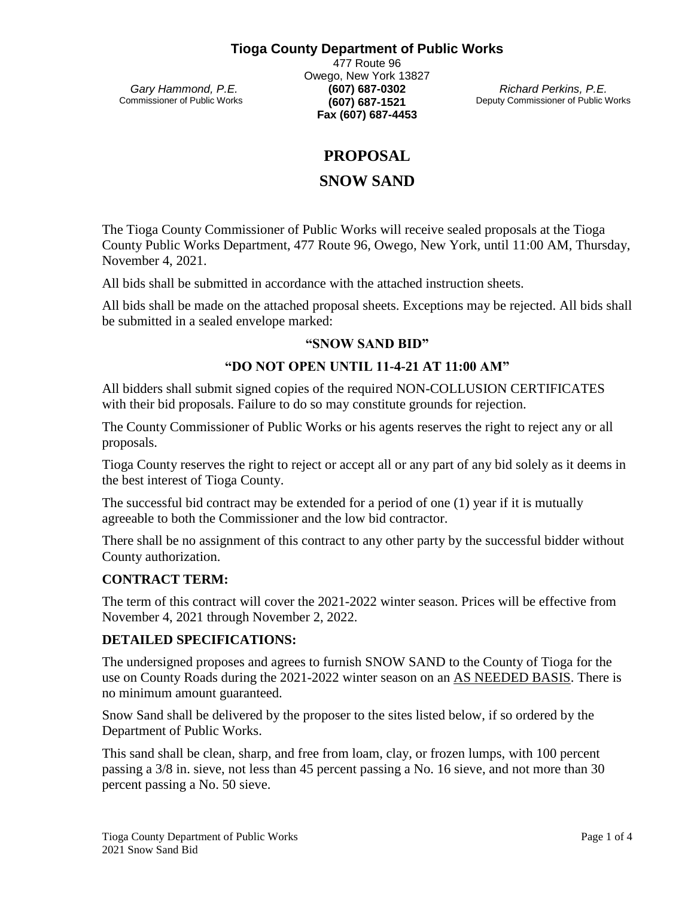**Tioga County Department of Public Works**

477 Route 96
Owego, New York 13827
**(607) 687-0302**
**(607) 687-1521**
**Fax (607) 687-4453**

*Gary Hammond, P.E.*
Commissioner of Public Works

*Richard Perkins, P.E.*
Deputy Commissioner of Public Works

# PROPOSAL

# SNOW SAND

The Tioga County Commissioner of Public Works will receive sealed proposals at the Tioga County Public Works Department, 477 Route 96, Owego, New York, until 11:00 AM, Thursday, November 4, 2021.

All bids shall be submitted in accordance with the attached instruction sheets.

All bids shall be made on the attached proposal sheets. Exceptions may be rejected. All bids shall be submitted in a sealed envelope marked:

**"SNOW SAND BID"**

**"DO NOT OPEN UNTIL 11-4-21 AT 11:00 AM"**

All bidders shall submit signed copies of the required NON-COLLUSION CERTIFICATES with their bid proposals. Failure to do so may constitute grounds for rejection.

The County Commissioner of Public Works or his agents reserves the right to reject any or all proposals.

Tioga County reserves the right to reject or accept all or any part of any bid solely as it deems in the best interest of Tioga County.

The successful bid contract may be extended for a period of one (1) year if it is mutually agreeable to both the Commissioner and the low bid contractor.

There shall be no assignment of this contract to any other party by the successful bidder without County authorization.

## CONTRACT TERM:

The term of this contract will cover the 2021-2022 winter season. Prices will be effective from November 4, 2021 through November 2, 2022.

## DETAILED SPECIFICATIONS:

The undersigned proposes and agrees to furnish SNOW SAND to the County of Tioga for the use on County Roads during the 2021-2022 winter season on an AS NEEDED BASIS. There is no minimum amount guaranteed.

Snow Sand shall be delivered by the proposer to the sites listed below, if so ordered by the Department of Public Works.

This sand shall be clean, sharp, and free from loam, clay, or frozen lumps, with 100 percent passing a 3/8 in. sieve, not less than 45 percent passing a No. 16 sieve, and not more than 30 percent passing a No. 50 sieve.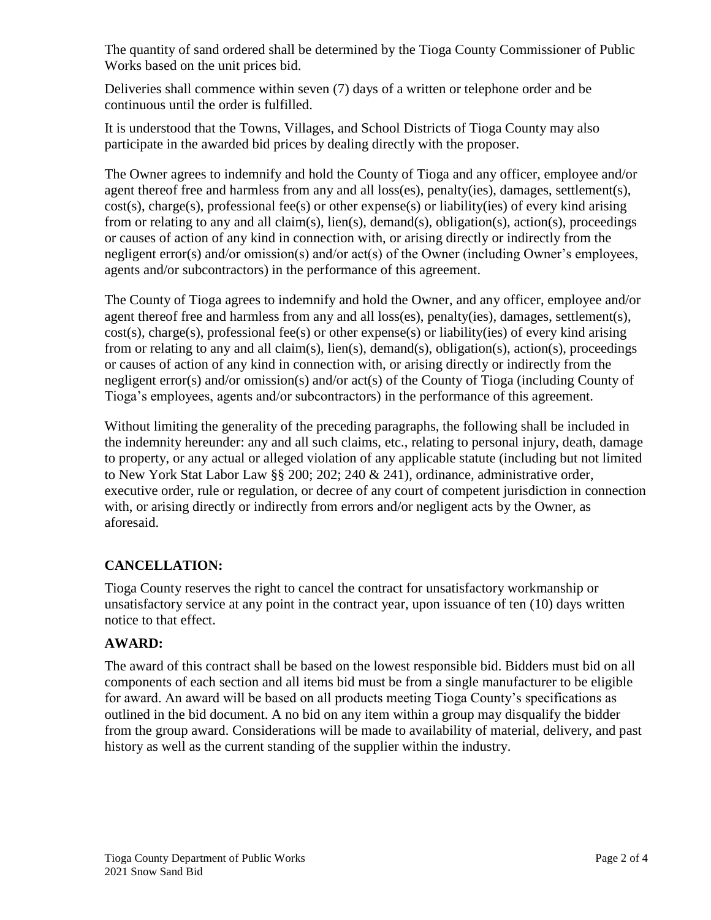The quantity of sand ordered shall be determined by the Tioga County Commissioner of Public Works based on the unit prices bid.

Deliveries shall commence within seven (7) days of a written or telephone order and be continuous until the order is fulfilled.

It is understood that the Towns, Villages, and School Districts of Tioga County may also participate in the awarded bid prices by dealing directly with the proposer.

The Owner agrees to indemnify and hold the County of Tioga and any officer, employee and/or agent thereof free and harmless from any and all loss(es), penalty(ies), damages, settlement(s), cost(s), charge(s), professional fee(s) or other expense(s) or liability(ies) of every kind arising from or relating to any and all claim(s), lien(s), demand(s), obligation(s), action(s), proceedings or causes of action of any kind in connection with, or arising directly or indirectly from the negligent error(s) and/or omission(s) and/or act(s) of the Owner (including Owner's employees, agents and/or subcontractors) in the performance of this agreement.

The County of Tioga agrees to indemnify and hold the Owner, and any officer, employee and/or agent thereof free and harmless from any and all loss(es), penalty(ies), damages, settlement(s), cost(s), charge(s), professional fee(s) or other expense(s) or liability(ies) of every kind arising from or relating to any and all claim(s), lien(s), demand(s), obligation(s), action(s), proceedings or causes of action of any kind in connection with, or arising directly or indirectly from the negligent error(s) and/or omission(s) and/or act(s) of the County of Tioga (including County of Tioga's employees, agents and/or subcontractors) in the performance of this agreement.

Without limiting the generality of the preceding paragraphs, the following shall be included in the indemnity hereunder: any and all such claims, etc., relating to personal injury, death, damage to property, or any actual or alleged violation of any applicable statute (including but not limited to New York Stat Labor Law §§ 200; 202; 240 & 241), ordinance, administrative order, executive order, rule or regulation, or decree of any court of competent jurisdiction in connection with, or arising directly or indirectly from errors and/or negligent acts by the Owner, as aforesaid.

## CANCELLATION:

Tioga County reserves the right to cancel the contract for unsatisfactory workmanship or unsatisfactory service at any point in the contract year, upon issuance of ten (10) days written notice to that effect.

## AWARD:

The award of this contract shall be based on the lowest responsible bid. Bidders must bid on all components of each section and all items bid must be from a single manufacturer to be eligible for award. An award will be based on all products meeting Tioga County's specifications as outlined in the bid document. A no bid on any item within a group may disqualify the bidder from the group award. Considerations will be made to availability of material, delivery, and past history as well as the current standing of the supplier within the industry.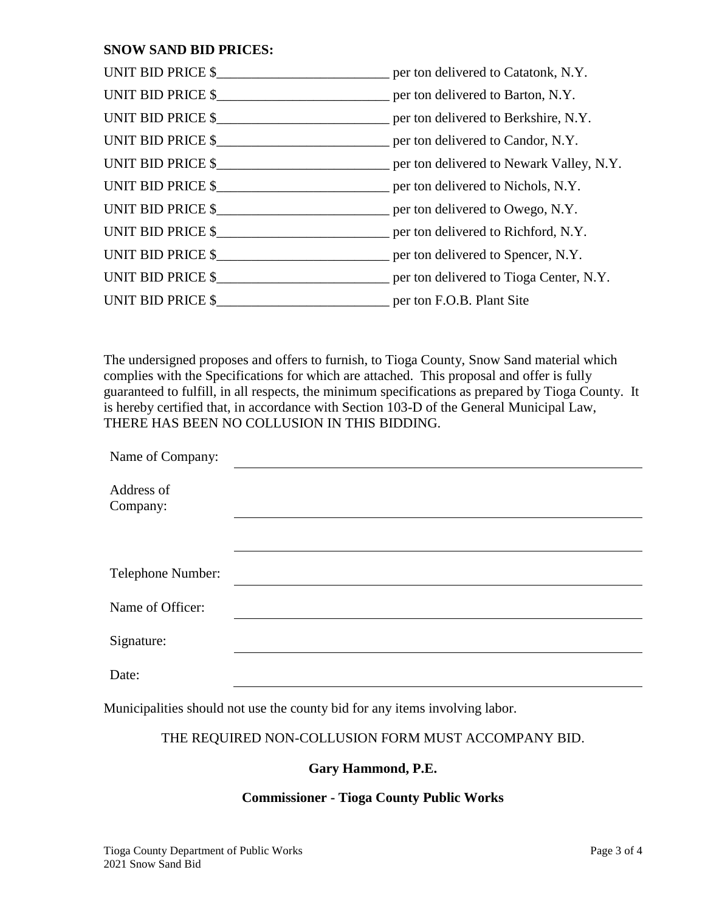**SNOW SAND BID PRICES:**

UNIT BID PRICE $_________________________ per ton delivered to Catatonk, N.Y.

UNIT BID PRICE $_________________________ per ton delivered to Barton, N.Y.

UNIT BID PRICE $_________________________ per ton delivered to Berkshire, N.Y.

UNIT BID PRICE $_________________________ per ton delivered to Candor, N.Y.

UNIT BID PRICE $_________________________ per ton delivered to Newark Valley, N.Y.

UNIT BID PRICE $_________________________ per ton delivered to Nichols, N.Y.

UNIT BID PRICE $_________________________ per ton delivered to Owego, N.Y.

UNIT BID PRICE $_________________________ per ton delivered to Richford, N.Y.

UNIT BID PRICE $_________________________ per ton delivered to Spencer, N.Y.

UNIT BID PRICE $_________________________ per ton delivered to Tioga Center, N.Y.

UNIT BID PRICE $_________________________ per ton F.O.B. Plant Site

The undersigned proposes and offers to furnish, to Tioga County, Snow Sand material which complies with the Specifications for which are attached. This proposal and offer is fully guaranteed to fulfill, in all respects, the minimum specifications as prepared by Tioga County. It is hereby certified that, in accordance with Section 103-D of the General Municipal Law, THERE HAS BEEN NO COLLUSION IN THIS BIDDING.

Name of Company: ____________________________________________

Address of Company: ____________________________________________

____________________________________________

Telephone Number: ____________________________________________

Name of Officer: ____________________________________________

Signature: ____________________________________________

Date: ____________________________________________

Municipalities should not use the county bid for any items involving labor.

THE REQUIRED NON-COLLUSION FORM MUST ACCOMPANY BID.

**Gary Hammond, P.E.**

**Commissioner - Tioga County Public Works**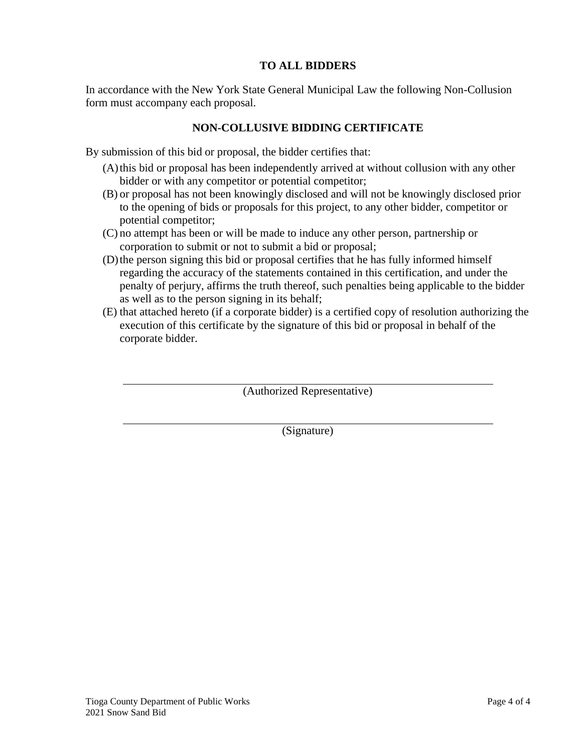## TO ALL BIDDERS

In accordance with the New York State General Municipal Law the following Non-Collusion form must accompany each proposal.

## NON-COLLUSIVE BIDDING CERTIFICATE

By submission of this bid or proposal, the bidder certifies that:

(A) this bid or proposal has been independently arrived at without collusion with any other bidder or with any competitor or potential competitor;

(B) or proposal has not been knowingly disclosed and will not be knowingly disclosed prior to the opening of bids or proposals for this project, to any other bidder, competitor or potential competitor;

(C) no attempt has been or will be made to induce any other person, partnership or corporation to submit or not to submit a bid or proposal;

(D) the person signing this bid or proposal certifies that he has fully informed himself regarding the accuracy of the statements contained in this certification, and under the penalty of perjury, affirms the truth thereof, such penalties being applicable to the bidder as well as to the person signing in its behalf;

(E) that attached hereto (if a corporate bidder) is a certified copy of resolution authorizing the execution of this certificate by the signature of this bid or proposal in behalf of the corporate bidder.

\_\_\_\_\_\_\_\_\_\_\_\_\_\_\_\_\_\_\_\_\_\_\_\_\_\_\_\_\_\_\_\_\_\_\_\_\_\_\_\_\_\_\_\_

(Authorized Representative)

\_\_\_\_\_\_\_\_\_\_\_\_\_\_\_\_\_\_\_\_\_\_\_\_\_\_\_\_\_\_\_\_\_\_\_\_\_\_\_\_\_\_\_\_

(Signature)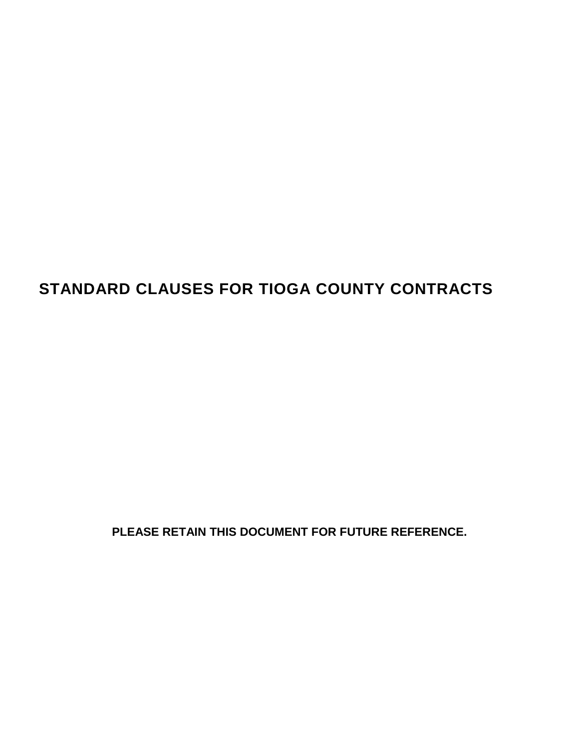# STANDARD CLAUSES FOR TIOGA COUNTY CONTRACTS

**PLEASE RETAIN THIS DOCUMENT FOR FUTURE REFERENCE.**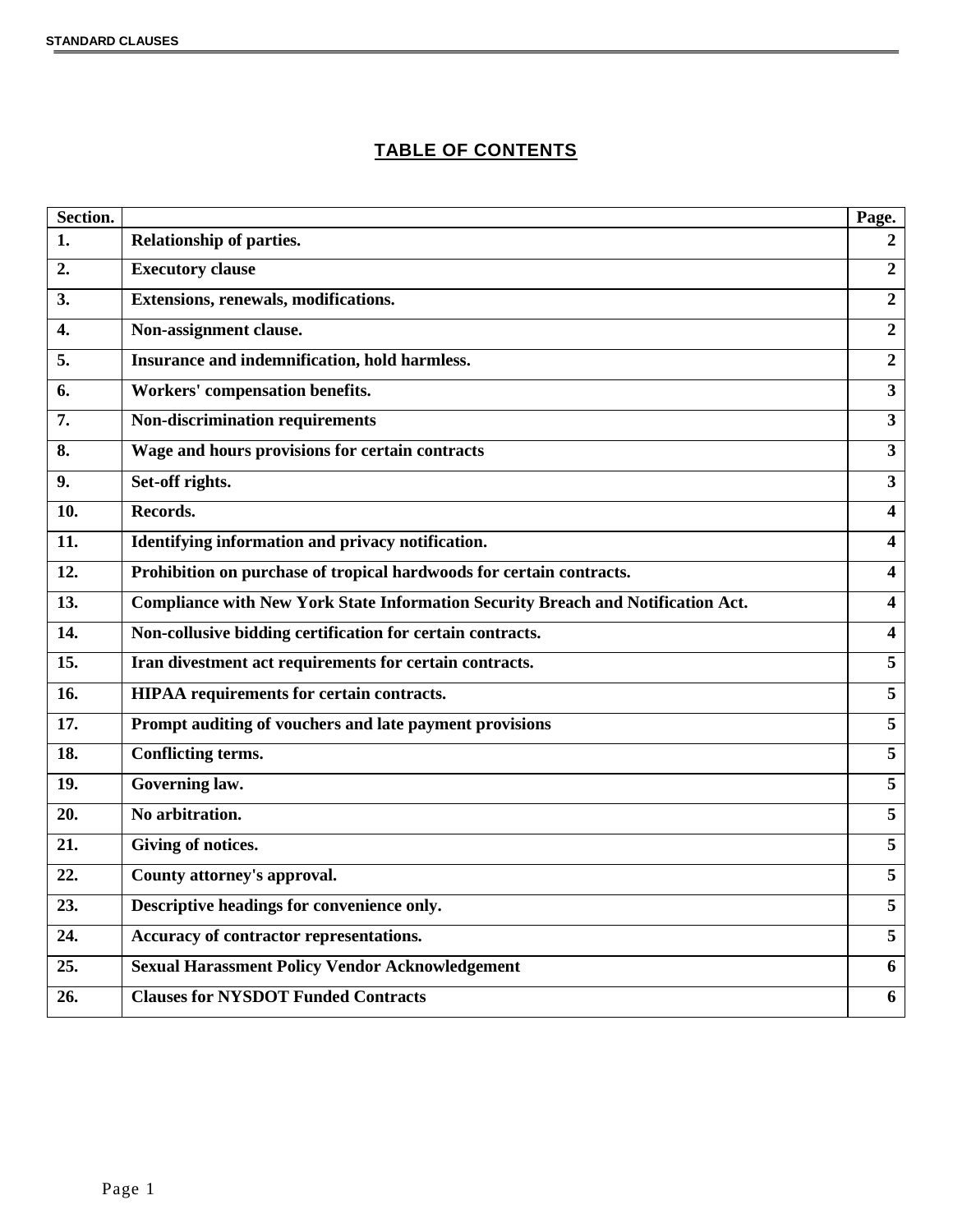# TABLE OF CONTENTS

| Section. | | Page. |
|---|---|---|
| **1.** | **Relationship of parties.** | **2** |
| **2.** | **Executory clause** | **2** |
| **3.** | **Extensions, renewals, modifications.** | **2** |
| **4.** | **Non-assignment clause.** | **2** |
| **5.** | **Insurance and indemnification, hold harmless.** | **2** |
| **6.** | **Workers' compensation benefits.** | **3** |
| **7.** | **Non-discrimination requirements** | **3** |
| **8.** | **Wage and hours provisions for certain contracts** | **3** |
| **9.** | **Set-off rights.** | **3** |
| **10.** | **Records.** | **4** |
| **11.** | **Identifying information and privacy notification.** | **4** |
| **12.** | **Prohibition on purchase of tropical hardwoods for certain contracts.** | **4** |
| **13.** | **Compliance with New York State Information Security Breach and Notification Act.** | **4** |
| **14.** | **Non-collusive bidding certification for certain contracts.** | **4** |
| **15.** | **Iran divestment act requirements for certain contracts.** | **5** |
| **16.** | **HIPAA requirements for certain contracts.** | **5** |
| **17.** | **Prompt auditing of vouchers and late payment provisions** | **5** |
| **18.** | **Conflicting terms.** | **5** |
| **19.** | **Governing law.** | **5** |
| **20.** | **No arbitration.** | **5** |
| **21.** | **Giving of notices.** | **5** |
| **22.** | **County attorney's approval.** | **5** |
| **23.** | **Descriptive headings for convenience only.** | **5** |
| **24.** | **Accuracy of contractor representations.** | **5** |
| **25.** | **Sexual Harassment Policy Vendor Acknowledgement** | **6** |
| **26.** | **Clauses for NYSDOT Funded Contracts** | **6** |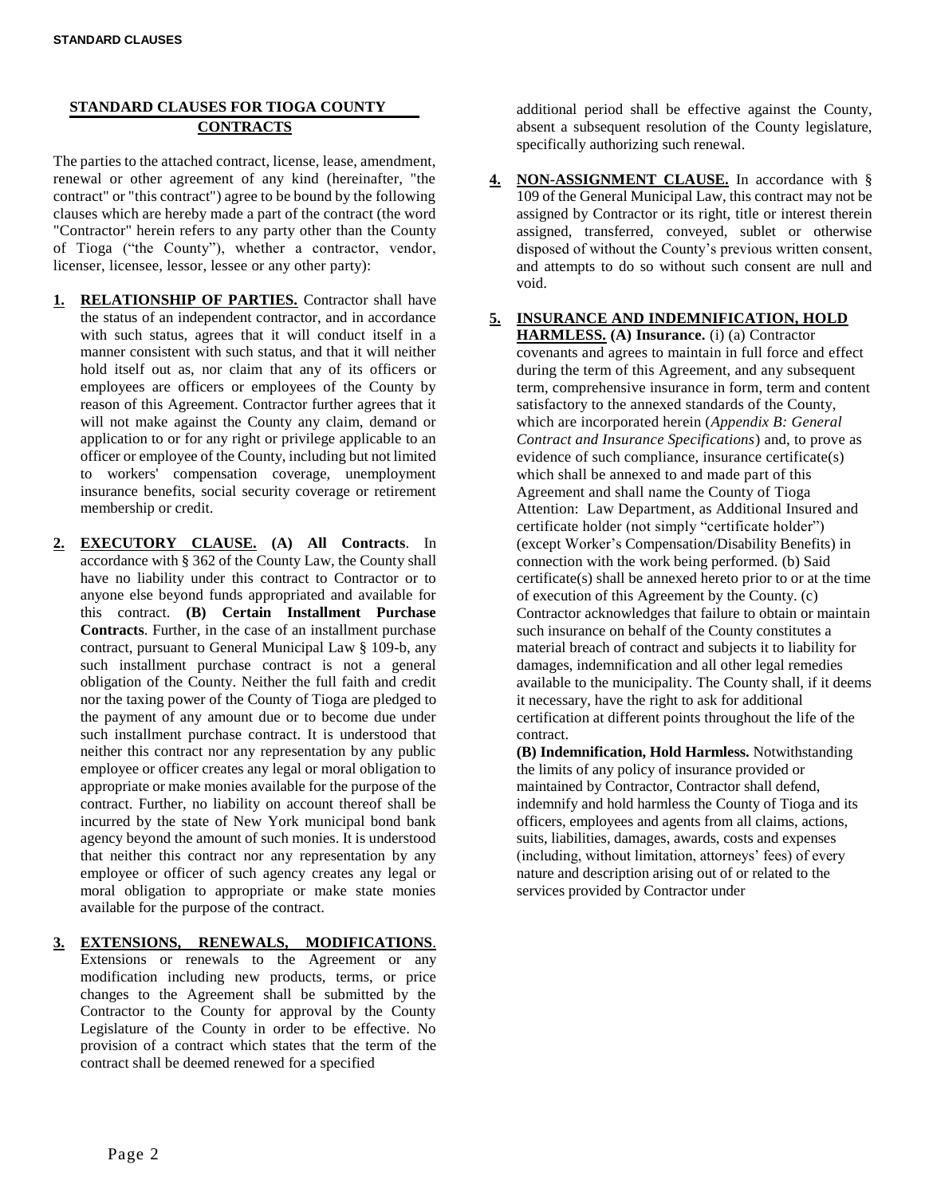## STANDARD CLAUSES FOR TIOGA COUNTY CONTRACTS

The parties to the attached contract, license, lease, amendment, renewal or other agreement of any kind (hereinafter, "the contract" or "this contract") agree to be bound by the following clauses which are hereby made a part of the contract (the word "Contractor" herein refers to any party other than the County of Tioga ("the County"), whether a contractor, vendor, licenser, licensee, lessor, lessee or any other party):

1. **RELATIONSHIP OF PARTIES.** Contractor shall have the status of an independent contractor, and in accordance with such status, agrees that it will conduct itself in a manner consistent with such status, and that it will neither hold itself out as, nor claim that any of its officers or employees are officers or employees of the County by reason of this Agreement. Contractor further agrees that it will not make against the County any claim, demand or application to or for any right or privilege applicable to an officer or employee of the County, including but not limited to workers' compensation coverage, unemployment insurance benefits, social security coverage or retirement membership or credit.

2. **EXECUTORY CLAUSE. (A) All Contracts**. In accordance with § 362 of the County Law, the County shall have no liability under this contract to Contractor or to anyone else beyond funds appropriated and available for this contract. **(B) Certain Installment Purchase Contracts**. Further, in the case of an installment purchase contract, pursuant to General Municipal Law § 109-b, any such installment purchase contract is not a general obligation of the County. Neither the full faith and credit nor the taxing power of the County of Tioga are pledged to the payment of any amount due or to become due under such installment purchase contract. It is understood that neither this contract nor any representation by any public employee or officer creates any legal or moral obligation to appropriate or make monies available for the purpose of the contract. Further, no liability on account thereof shall be incurred by the state of New York municipal bond bank agency beyond the amount of such monies. It is understood that neither this contract nor any representation by any employee or officer of such agency creates any legal or moral obligation to appropriate or make state monies available for the purpose of the contract.

3. **EXTENSIONS, RENEWALS, MODIFICATIONS**. Extensions or renewals to the Agreement or any modification including new products, terms, or price changes to the Agreement shall be submitted by the Contractor to the County for approval by the County Legislature of the County in order to be effective. No provision of a contract which states that the term of the contract shall be deemed renewed for a specified additional period shall be effective against the County, absent a subsequent resolution of the County legislature, specifically authorizing such renewal.

4. **NON-ASSIGNMENT CLAUSE.** In accordance with § 109 of the General Municipal Law, this contract may not be assigned by Contractor or its right, title or interest therein assigned, transferred, conveyed, sublet or otherwise disposed of without the County's previous written consent, and attempts to do so without such consent are null and void.

5. **INSURANCE AND INDEMNIFICATION, HOLD HARMLESS. (A) Insurance.** (i) (a) Contractor covenants and agrees to maintain in full force and effect during the term of this Agreement, and any subsequent term, comprehensive insurance in form, term and content satisfactory to the annexed standards of the County, which are incorporated herein (*Appendix B: General Contract and Insurance Specifications*) and, to prove as evidence of such compliance, insurance certificate(s) which shall be annexed to and made part of this Agreement and shall name the County of Tioga Attention: Law Department, as Additional Insured and certificate holder (not simply "certificate holder") (except Worker's Compensation/Disability Benefits) in connection with the work being performed. (b) Said certificate(s) shall be annexed hereto prior to or at the time of execution of this Agreement by the County. (c) Contractor acknowledges that failure to obtain or maintain such insurance on behalf of the County constitutes a material breach of contract and subjects it to liability for damages, indemnification and all other legal remedies available to the municipality. The County shall, if it deems it necessary, have the right to ask for additional certification at different points throughout the life of the contract.

   **(B) Indemnification, Hold Harmless.** Notwithstanding the limits of any policy of insurance provided or maintained by Contractor, Contractor shall defend, indemnify and hold harmless the County of Tioga and its officers, employees and agents from all claims, actions, suits, liabilities, damages, awards, costs and expenses (including, without limitation, attorneys' fees) of every nature and description arising out of or related to the services provided by Contractor under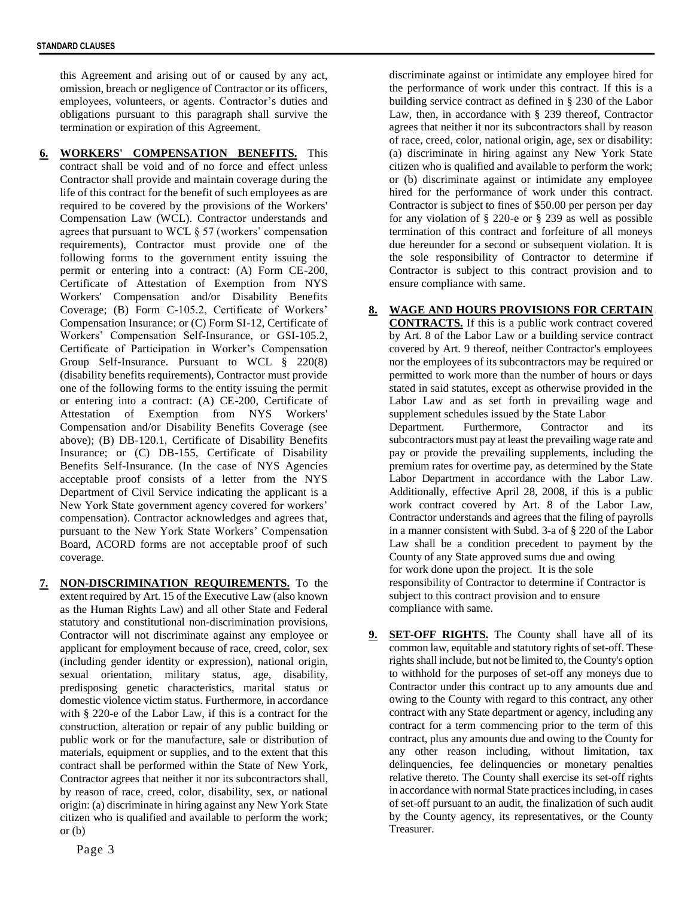this Agreement and arising out of or caused by any act, omission, breach or negligence of Contractor or its officers, employees, volunteers, or agents. Contractor's duties and obligations pursuant to this paragraph shall survive the termination or expiration of this Agreement.

**6. WORKERS' COMPENSATION BENEFITS.** This contract shall be void and of no force and effect unless Contractor shall provide and maintain coverage during the life of this contract for the benefit of such employees as are required to be covered by the provisions of the Workers' Compensation Law (WCL). Contractor understands and agrees that pursuant to WCL § 57 (workers' compensation requirements), Contractor must provide one of the following forms to the government entity issuing the permit or entering into a contract: (A) Form CE-200, Certificate of Attestation of Exemption from NYS Workers' Compensation and/or Disability Benefits Coverage; (B) Form C-105.2, Certificate of Workers' Compensation Insurance; or (C) Form SI-12, Certificate of Workers' Compensation Self-Insurance, or GSI-105.2, Certificate of Participation in Worker's Compensation Group Self-Insurance. Pursuant to WCL § 220(8) (disability benefits requirements), Contractor must provide one of the following forms to the entity issuing the permit or entering into a contract: (A) CE-200, Certificate of Attestation of Exemption from NYS Workers' Compensation and/or Disability Benefits Coverage (see above); (B) DB-120.1, Certificate of Disability Benefits Insurance; or (C) DB-155, Certificate of Disability Benefits Self-Insurance. (In the case of NYS Agencies acceptable proof consists of a letter from the NYS Department of Civil Service indicating the applicant is a New York State government agency covered for workers' compensation). Contractor acknowledges and agrees that, pursuant to the New York State Workers' Compensation Board, ACORD forms are not acceptable proof of such coverage.

**7. NON-DISCRIMINATION REQUIREMENTS.** To the extent required by Art. 15 of the Executive Law (also known as the Human Rights Law) and all other State and Federal statutory and constitutional non-discrimination provisions, Contractor will not discriminate against any employee or applicant for employment because of race, creed, color, sex (including gender identity or expression), national origin, sexual orientation, military status, age, disability, predisposing genetic characteristics, marital status or domestic violence victim status. Furthermore, in accordance with § 220-e of the Labor Law, if this is a contract for the construction, alteration or repair of any public building or public work or for the manufacture, sale or distribution of materials, equipment or supplies, and to the extent that this contract shall be performed within the State of New York, Contractor agrees that neither it nor its subcontractors shall, by reason of race, creed, color, disability, sex, or national origin: (a) discriminate in hiring against any New York State citizen who is qualified and available to perform the work; or (b) discriminate against or intimidate any employee hired for the performance of work under this contract. If this is a building service contract as defined in § 230 of the Labor Law, then, in accordance with § 239 thereof, Contractor agrees that neither it nor its subcontractors shall by reason of race, creed, color, national origin, age, sex or disability: (a) discriminate in hiring against any New York State citizen who is qualified and available to perform the work; or (b) discriminate against or intimidate any employee hired for the performance of work under this contract. Contractor is subject to fines of $50.00 per person per day for any violation of § 220-e or § 239 as well as possible termination of this contract and forfeiture of all moneys due hereunder for a second or subsequent violation. It is the sole responsibility of Contractor to determine if Contractor is subject to this contract provision and to ensure compliance with same.

**8. WAGE AND HOURS PROVISIONS FOR CERTAIN CONTRACTS.** If this is a public work contract covered by Art. 8 of the Labor Law or a building service contract covered by Art. 9 thereof, neither Contractor's employees nor the employees of its subcontractors may be required or permitted to work more than the number of hours or days stated in said statutes, except as otherwise provided in the Labor Law and as set forth in prevailing wage and supplement schedules issued by the State Labor Department. Furthermore, Contractor and its subcontractors must pay at least the prevailing wage rate and pay or provide the prevailing supplements, including the premium rates for overtime pay, as determined by the State Labor Department in accordance with the Labor Law. Additionally, effective April 28, 2008, if this is a public work contract covered by Art. 8 of the Labor Law, Contractor understands and agrees that the filing of payrolls in a manner consistent with Subd. 3-a of § 220 of the Labor Law shall be a condition precedent to payment by the County of any State approved sums due and owing for work done upon the project. It is the sole responsibility of Contractor to determine if Contractor is subject to this contract provision and to ensure compliance with same.

**9. SET-OFF RIGHTS.** The County shall have all of its common law, equitable and statutory rights of set-off. These rights shall include, but not be limited to, the County's option to withhold for the purposes of set-off any moneys due to Contractor under this contract up to any amounts due and owing to the County with regard to this contract, any other contract with any State department or agency, including any contract for a term commencing prior to the term of this contract, plus any amounts due and owing to the County for any other reason including, without limitation, tax delinquencies, fee delinquencies or monetary penalties relative thereto. The County shall exercise its set-off rights in accordance with normal State practices including, in cases of set-off pursuant to an audit, the finalization of such audit by the County agency, its representatives, or the County Treasurer.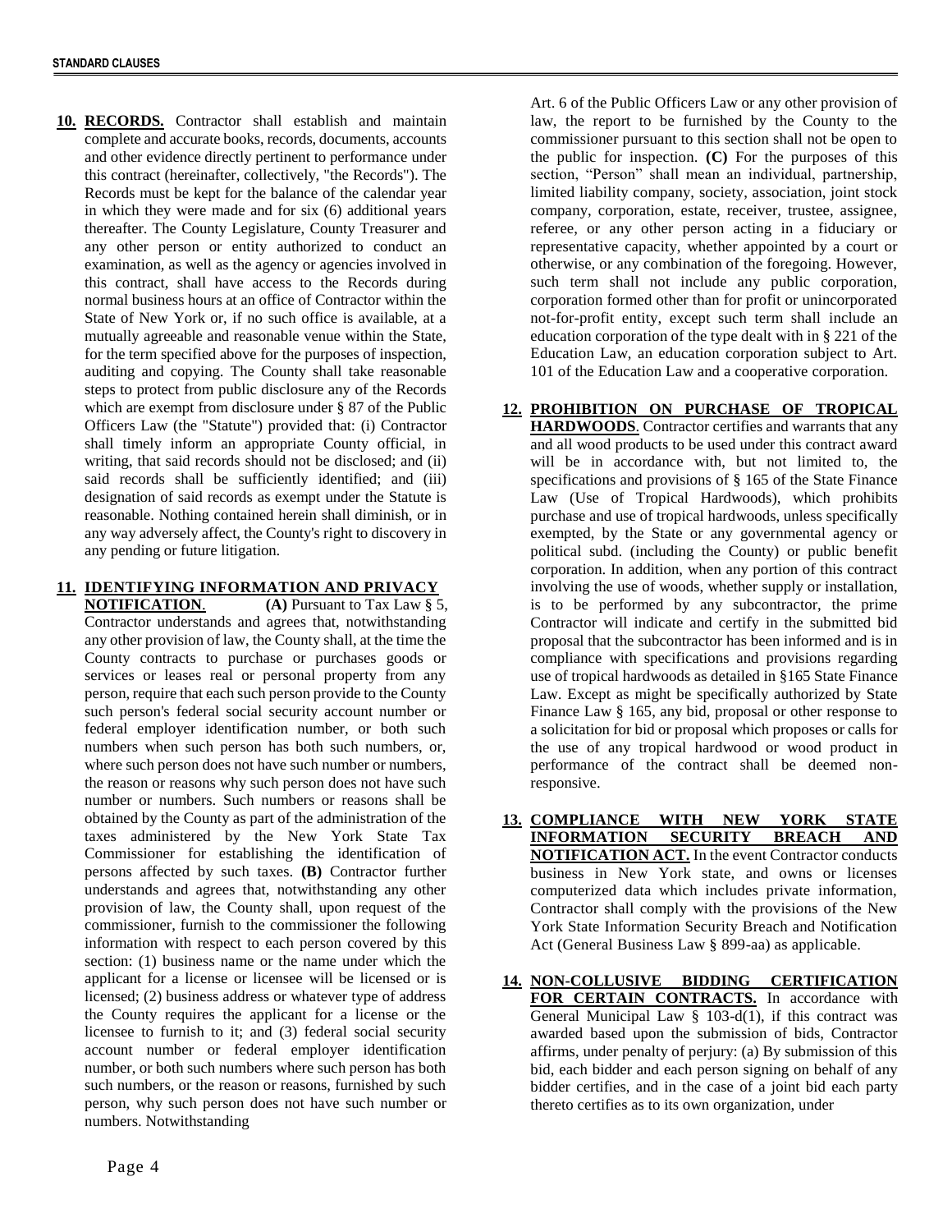**10. RECORDS.** Contractor shall establish and maintain complete and accurate books, records, documents, accounts and other evidence directly pertinent to performance under this contract (hereinafter, collectively, "the Records"). The Records must be kept for the balance of the calendar year in which they were made and for six (6) additional years thereafter. The County Legislature, County Treasurer and any other person or entity authorized to conduct an examination, as well as the agency or agencies involved in this contract, shall have access to the Records during normal business hours at an office of Contractor within the State of New York or, if no such office is available, at a mutually agreeable and reasonable venue within the State, for the term specified above for the purposes of inspection, auditing and copying. The County shall take reasonable steps to protect from public disclosure any of the Records which are exempt from disclosure under § 87 of the Public Officers Law (the "Statute") provided that: (i) Contractor shall timely inform an appropriate County official, in writing, that said records should not be disclosed; and (ii) said records shall be sufficiently identified; and (iii) designation of said records as exempt under the Statute is reasonable. Nothing contained herein shall diminish, or in any way adversely affect, the County's right to discovery in any pending or future litigation.

**11. IDENTIFYING INFORMATION AND PRIVACY NOTIFICATION**. **(A)** Pursuant to Tax Law § 5, Contractor understands and agrees that, notwithstanding any other provision of law, the County shall, at the time the County contracts to purchase or purchases goods or services or leases real or personal property from any person, require that each such person provide to the County such person's federal social security account number or federal employer identification number, or both such numbers when such person has both such numbers, or, where such person does not have such number or numbers, the reason or reasons why such person does not have such number or numbers. Such numbers or reasons shall be obtained by the County as part of the administration of the taxes administered by the New York State Tax Commissioner for establishing the identification of persons affected by such taxes. **(B)** Contractor further understands and agrees that, notwithstanding any other provision of law, the County shall, upon request of the commissioner, furnish to the commissioner the following information with respect to each person covered by this section: (1) business name or the name under which the applicant for a license or licensee will be licensed or is licensed; (2) business address or whatever type of address the County requires the applicant for a license or the licensee to furnish to it; and (3) federal social security account number or federal employer identification number, or both such numbers where such person has both such numbers, or the reason or reasons, furnished by such person, why such person does not have such number or numbers. Notwithstanding Art. 6 of the Public Officers Law or any other provision of law, the report to be furnished by the County to the commissioner pursuant to this section shall not be open to the public for inspection. **(C)** For the purposes of this section, "Person" shall mean an individual, partnership, limited liability company, society, association, joint stock company, corporation, estate, receiver, trustee, assignee, referee, or any other person acting in a fiduciary or representative capacity, whether appointed by a court or otherwise, or any combination of the foregoing. However, such term shall not include any public corporation, corporation formed other than for profit or unincorporated not-for-profit entity, except such term shall include an education corporation of the type dealt with in § 221 of the Education Law, an education corporation subject to Art. 101 of the Education Law and a cooperative corporation.

**12. PROHIBITION ON PURCHASE OF TROPICAL HARDWOODS**. Contractor certifies and warrants that any and all wood products to be used under this contract award will be in accordance with, but not limited to, the specifications and provisions of § 165 of the State Finance Law (Use of Tropical Hardwoods), which prohibits purchase and use of tropical hardwoods, unless specifically exempted, by the State or any governmental agency or political subd. (including the County) or public benefit corporation. In addition, when any portion of this contract involving the use of woods, whether supply or installation, is to be performed by any subcontractor, the prime Contractor will indicate and certify in the submitted bid proposal that the subcontractor has been informed and is in compliance with specifications and provisions regarding use of tropical hardwoods as detailed in §165 State Finance Law. Except as might be specifically authorized by State Finance Law § 165, any bid, proposal or other response to a solicitation for bid or proposal which proposes or calls for the use of any tropical hardwood or wood product in performance of the contract shall be deemed non-responsive.

**13. COMPLIANCE WITH NEW YORK STATE INFORMATION SECURITY BREACH AND NOTIFICATION ACT.** In the event Contractor conducts business in New York state, and owns or licenses computerized data which includes private information, Contractor shall comply with the provisions of the New York State Information Security Breach and Notification Act (General Business Law § 899-aa) as applicable.

**14. NON-COLLUSIVE BIDDING CERTIFICATION FOR CERTAIN CONTRACTS.** In accordance with General Municipal Law § 103-d(1), if this contract was awarded based upon the submission of bids, Contractor affirms, under penalty of perjury: (a) By submission of this bid, each bidder and each person signing on behalf of any bidder certifies, and in the case of a joint bid each party thereto certifies as to its own organization, under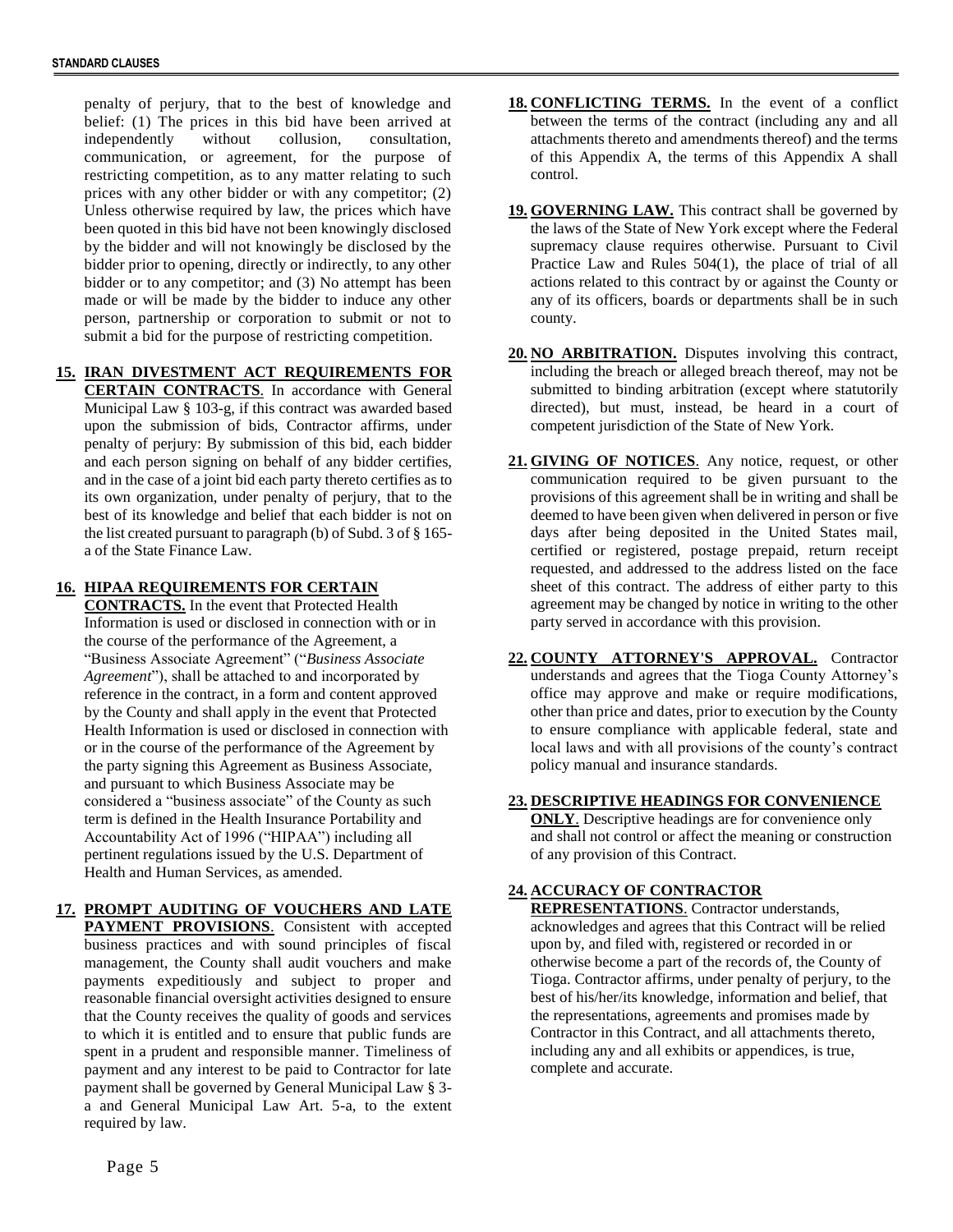penalty of perjury, that to the best of knowledge and belief: (1) The prices in this bid have been arrived at independently without collusion, consultation, communication, or agreement, for the purpose of restricting competition, as to any matter relating to such prices with any other bidder or with any competitor; (2) Unless otherwise required by law, the prices which have been quoted in this bid have not been knowingly disclosed by the bidder and will not knowingly be disclosed by the bidder prior to opening, directly or indirectly, to any other bidder or to any competitor; and (3) No attempt has been made or will be made by the bidder to induce any other person, partnership or corporation to submit or not to submit a bid for the purpose of restricting competition.

**15. IRAN DIVESTMENT ACT REQUIREMENTS FOR CERTAIN CONTRACTS**. In accordance with General Municipal Law § 103-g, if this contract was awarded based upon the submission of bids, Contractor affirms, under penalty of perjury: By submission of this bid, each bidder and each person signing on behalf of any bidder certifies, and in the case of a joint bid each party thereto certifies as to its own organization, under penalty of perjury, that to the best of its knowledge and belief that each bidder is not on the list created pursuant to paragraph (b) of Subd. 3 of § 165-a of the State Finance Law.

**16. HIPAA REQUIREMENTS FOR CERTAIN CONTRACTS.** In the event that Protected Health Information is used or disclosed in connection with or in the course of the performance of the Agreement, a "Business Associate Agreement" ("*Business Associate Agreement*"), shall be attached to and incorporated by reference in the contract, in a form and content approved by the County and shall apply in the event that Protected Health Information is used or disclosed in connection with or in the course of the performance of the Agreement by the party signing this Agreement as Business Associate, and pursuant to which Business Associate may be considered a "business associate" of the County as such term is defined in the Health Insurance Portability and Accountability Act of 1996 ("HIPAA") including all pertinent regulations issued by the U.S. Department of Health and Human Services, as amended.

**17. PROMPT AUDITING OF VOUCHERS AND LATE PAYMENT PROVISIONS**. Consistent with accepted business practices and with sound principles of fiscal management, the County shall audit vouchers and make payments expeditiously and subject to proper and reasonable financial oversight activities designed to ensure that the County receives the quality of goods and services to which it is entitled and to ensure that public funds are spent in a prudent and responsible manner. Timeliness of payment and any interest to be paid to Contractor for late payment shall be governed by General Municipal Law § 3-a and General Municipal Law Art. 5-a, to the extent required by law.

**18. CONFLICTING TERMS.** In the event of a conflict between the terms of the contract (including any and all attachments thereto and amendments thereof) and the terms of this Appendix A, the terms of this Appendix A shall control.

**19. GOVERNING LAW.** This contract shall be governed by the laws of the State of New York except where the Federal supremacy clause requires otherwise. Pursuant to Civil Practice Law and Rules 504(1), the place of trial of all actions related to this contract by or against the County or any of its officers, boards or departments shall be in such county.

**20. NO ARBITRATION.** Disputes involving this contract, including the breach or alleged breach thereof, may not be submitted to binding arbitration (except where statutorily directed), but must, instead, be heard in a court of competent jurisdiction of the State of New York.

**21. GIVING OF NOTICES**. Any notice, request, or other communication required to be given pursuant to the provisions of this agreement shall be in writing and shall be deemed to have been given when delivered in person or five days after being deposited in the United States mail, certified or registered, postage prepaid, return receipt requested, and addressed to the address listed on the face sheet of this contract. The address of either party to this agreement may be changed by notice in writing to the other party served in accordance with this provision.

**22. COUNTY ATTORNEY'S APPROVAL.** Contractor understands and agrees that the Tioga County Attorney's office may approve and make or require modifications, other than price and dates, prior to execution by the County to ensure compliance with applicable federal, state and local laws and with all provisions of the county's contract policy manual and insurance standards.

**23. DESCRIPTIVE HEADINGS FOR CONVENIENCE ONLY**. Descriptive headings are for convenience only and shall not control or affect the meaning or construction of any provision of this Contract.

**24. ACCURACY OF CONTRACTOR REPRESENTATIONS**. Contractor understands, acknowledges and agrees that this Contract will be relied upon by, and filed with, registered or recorded in or otherwise become a part of the records of, the County of Tioga. Contractor affirms, under penalty of perjury, to the best of his/her/its knowledge, information and belief, that the representations, agreements and promises made by Contractor in this Contract, and all attachments thereto, including any and all exhibits or appendices, is true, complete and accurate.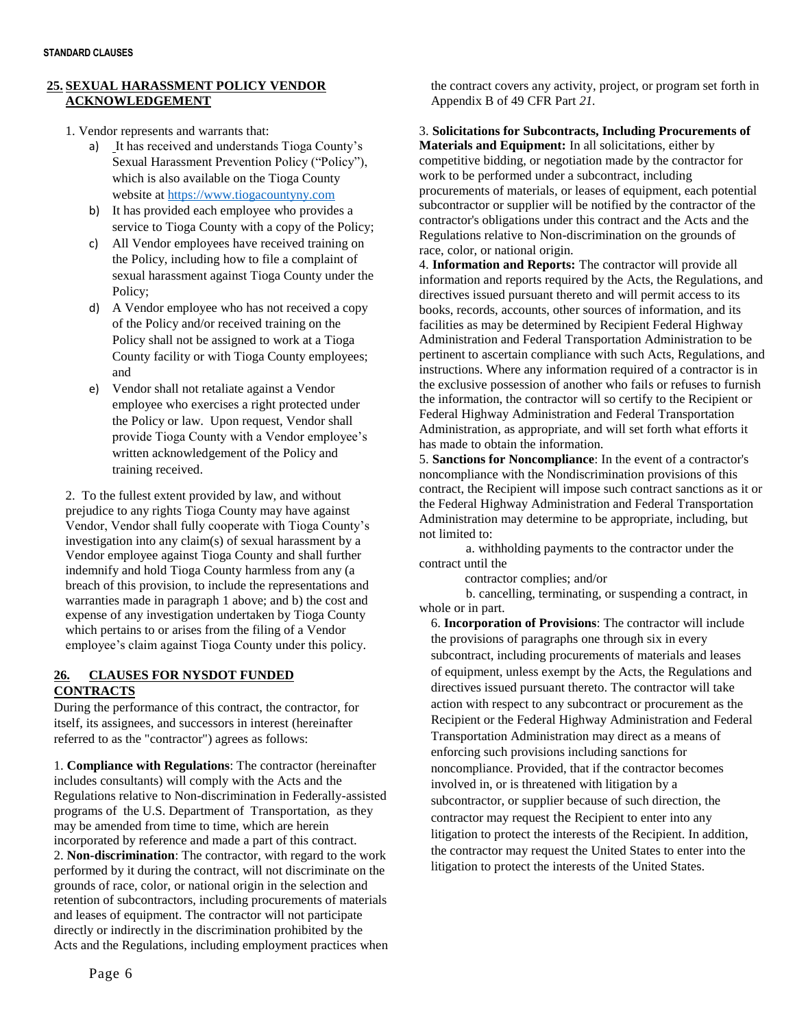## 25. SEXUAL HARASSMENT POLICY VENDOR ACKNOWLEDGEMENT

1. Vendor represents and warrants that:
   a) It has received and understands Tioga County's Sexual Harassment Prevention Policy ("Policy"), which is also available on the Tioga County website at https://www.tiogacountyny.com
   b) It has provided each employee who provides a service to Tioga County with a copy of the Policy;
   c) All Vendor employees have received training on the Policy, including how to file a complaint of sexual harassment against Tioga County under the Policy;
   d) A Vendor employee who has not received a copy of the Policy and/or received training on the Policy shall not be assigned to work at a Tioga County facility or with Tioga County employees; and
   e) Vendor shall not retaliate against a Vendor employee who exercises a right protected under the Policy or law. Upon request, Vendor shall provide Tioga County with a Vendor employee's written acknowledgement of the Policy and training received.

2. To the fullest extent provided by law, and without prejudice to any rights Tioga County may have against Vendor, Vendor shall fully cooperate with Tioga County's investigation into any claim(s) of sexual harassment by a Vendor employee against Tioga County and shall further indemnify and hold Tioga County harmless from any (a breach of this provision, to include the representations and warranties made in paragraph 1 above; and b) the cost and expense of any investigation undertaken by Tioga County which pertains to or arises from the filing of a Vendor employee's claim against Tioga County under this policy.

## 26. CLAUSES FOR NYSDOT FUNDED CONTRACTS

During the performance of this contract, the contractor, for itself, its assignees, and successors in interest (hereinafter referred to as the "contractor") agrees as follows:

1. **Compliance with Regulations**: The contractor (hereinafter includes consultants) will comply with the Acts and the Regulations relative to Non-discrimination in Federally-assisted programs of the U.S. Department of Transportation, as they may be amended from time to time, which are herein incorporated by reference and made a part of this contract.
2. **Non-discrimination**: The contractor, with regard to the work performed by it during the contract, will not discriminate on the grounds of race, color, or national origin in the selection and retention of subcontractors, including procurements of materials and leases of equipment. The contractor will not participate directly or indirectly in the discrimination prohibited by the Acts and the Regulations, including employment practices when the contract covers any activity, project, or program set forth in Appendix B of 49 CFR Part *21.*

3. **Solicitations for Subcontracts, Including Procurements of Materials and Equipment:** In all solicitations, either by competitive bidding, or negotiation made by the contractor for work to be performed under a subcontract, including procurements of materials, or leases of equipment, each potential subcontractor or supplier will be notified by the contractor of the contractor's obligations under this contract and the Acts and the Regulations relative to Non-discrimination on the grounds of race, color, or national origin.
4. **Information and Reports:** The contractor will provide all information and reports required by the Acts, the Regulations, and directives issued pursuant thereto and will permit access to its books, records, accounts, other sources of information, and its facilities as may be determined by Recipient Federal Highway Administration and Federal Transportation Administration to be pertinent to ascertain compliance with such Acts, Regulations, and instructions. Where any information required of a contractor is in the exclusive possession of another who fails or refuses to furnish the information, the contractor will so certify to the Recipient or Federal Highway Administration and Federal Transportation Administration, as appropriate, and will set forth what efforts it has made to obtain the information.
5. **Sanctions for Noncompliance**: In the event of a contractor's noncompliance with the Nondiscrimination provisions of this contract, the Recipient will impose such contract sanctions as it or the Federal Highway Administration and Federal Transportation Administration may determine to be appropriate, including, but not limited to:

   a. withholding payments to the contractor under the contract until the contractor complies; and/or

   b. cancelling, terminating, or suspending a contract, in whole or in part.

6. **Incorporation of Provisions**: The contractor will include the provisions of paragraphs one through six in every subcontract, including procurements of materials and leases of equipment, unless exempt by the Acts, the Regulations and directives issued pursuant thereto. The contractor will take action with respect to any subcontract or procurement as the Recipient or the Federal Highway Administration and Federal Transportation Administration may direct as a means of enforcing such provisions including sanctions for noncompliance. Provided, that if the contractor becomes involved in, or is threatened with litigation by a subcontractor, or supplier because of such direction, the contractor may request the Recipient to enter into any litigation to protect the interests of the Recipient. In addition, the contractor may request the United States to enter into the litigation to protect the interests of the United States.